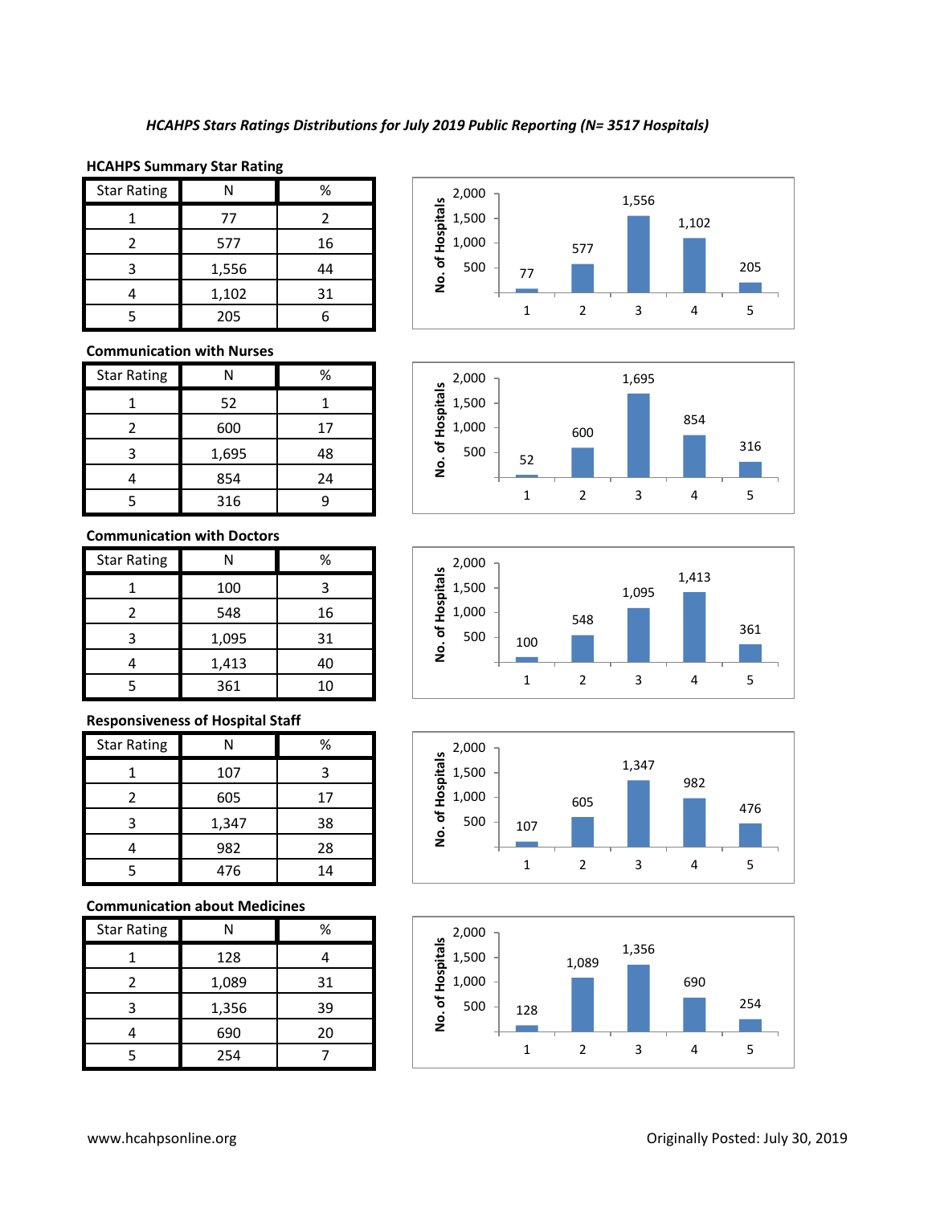*HCAHPS Stars Ratings Distributions for July 2019 Public Reporting (N= 3517 Hospitals)*

**HCAHPS Summary Star Rating**

| Star Rating | N | % |
|---|---|---|
| 1 | 77 | 2 |
| 2 | 577 | 16 |
| 3 | 1,556 | 44 |
| 4 | 1,102 | 31 |
| 5 | 205 | 6 |

**Communication with Nurses**

| Star Rating | N | % |
|---|---|---|
| 1 | 52 | 1 |
| 2 | 600 | 17 |
| 3 | 1,695 | 48 |
| 4 | 854 | 24 |
| 5 | 316 | 9 |

**Communication with Doctors**

| Star Rating | N | % |
|---|---|---|
| 1 | 100 | 3 |
| 2 | 548 | 16 |
| 3 | 1,095 | 31 |
| 4 | 1,413 | 40 |
| 5 | 361 | 10 |

**Responsiveness of Hospital Staff**

| Star Rating | N | % |
|---|---|---|
| 1 | 107 | 3 |
| 2 | 605 | 17 |
| 3 | 1,347 | 38 |
| 4 | 982 | 28 |
| 5 | 476 | 14 |

**Communication about Medicines**

| Star Rating | N | % |
|---|---|---|
| 1 | 128 | 4 |
| 2 | 1,089 | 31 |
| 3 | 1,356 | 39 |
| 4 | 690 | 20 |
| 5 | 254 | 7 |

www.hcahpsonline.org

Originally Posted: July 30, 2019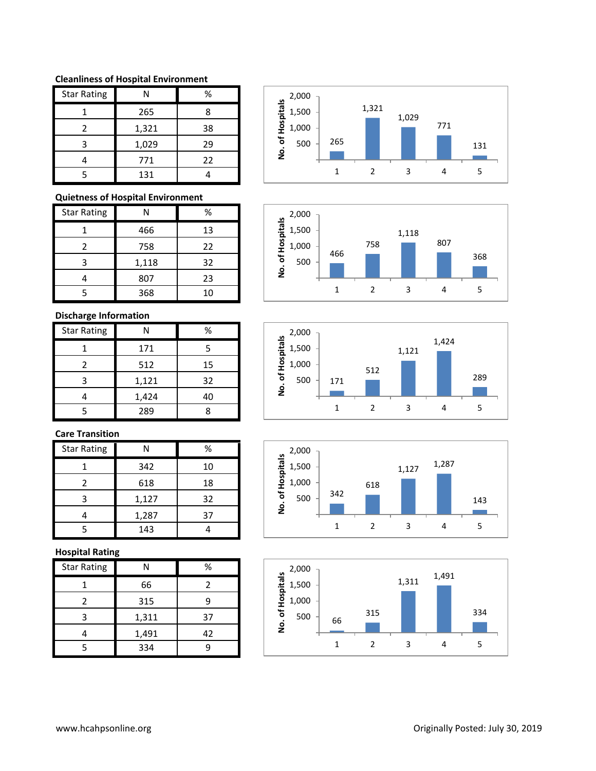**Cleanliness of Hospital Environment**

| Star Rating | N | % |
|---|---|---|
| 1 | 265 | 8 |
| 2 | 1,321 | 38 |
| 3 | 1,029 | 29 |
| 4 | 771 | 22 |
| 5 | 131 | 4 |

**Quietness of Hospital Environment**

| Star Rating | N | % |
|---|---|---|
| 1 | 466 | 13 |
| 2 | 758 | 22 |
| 3 | 1,118 | 32 |
| 4 | 807 | 23 |
| 5 | 368 | 10 |

**Discharge Information**

| Star Rating | N | % |
|---|---|---|
| 1 | 171 | 5 |
| 2 | 512 | 15 |
| 3 | 1,121 | 32 |
| 4 | 1,424 | 40 |
| 5 | 289 | 8 |

**Care Transition**

| Star Rating | N | % |
|---|---|---|
| 1 | 342 | 10 |
| 2 | 618 | 18 |
| 3 | 1,127 | 32 |
| 4 | 1,287 | 37 |
| 5 | 143 | 4 |

**Hospital Rating**

| Star Rating | N | % |
|---|---|---|
| 1 | 66 | 2 |
| 2 | 315 | 9 |
| 3 | 1,311 | 37 |
| 4 | 1,491 | 42 |
| 5 | 334 | 9 |

www.hcahpsonline.org

Originally Posted: July 30, 2019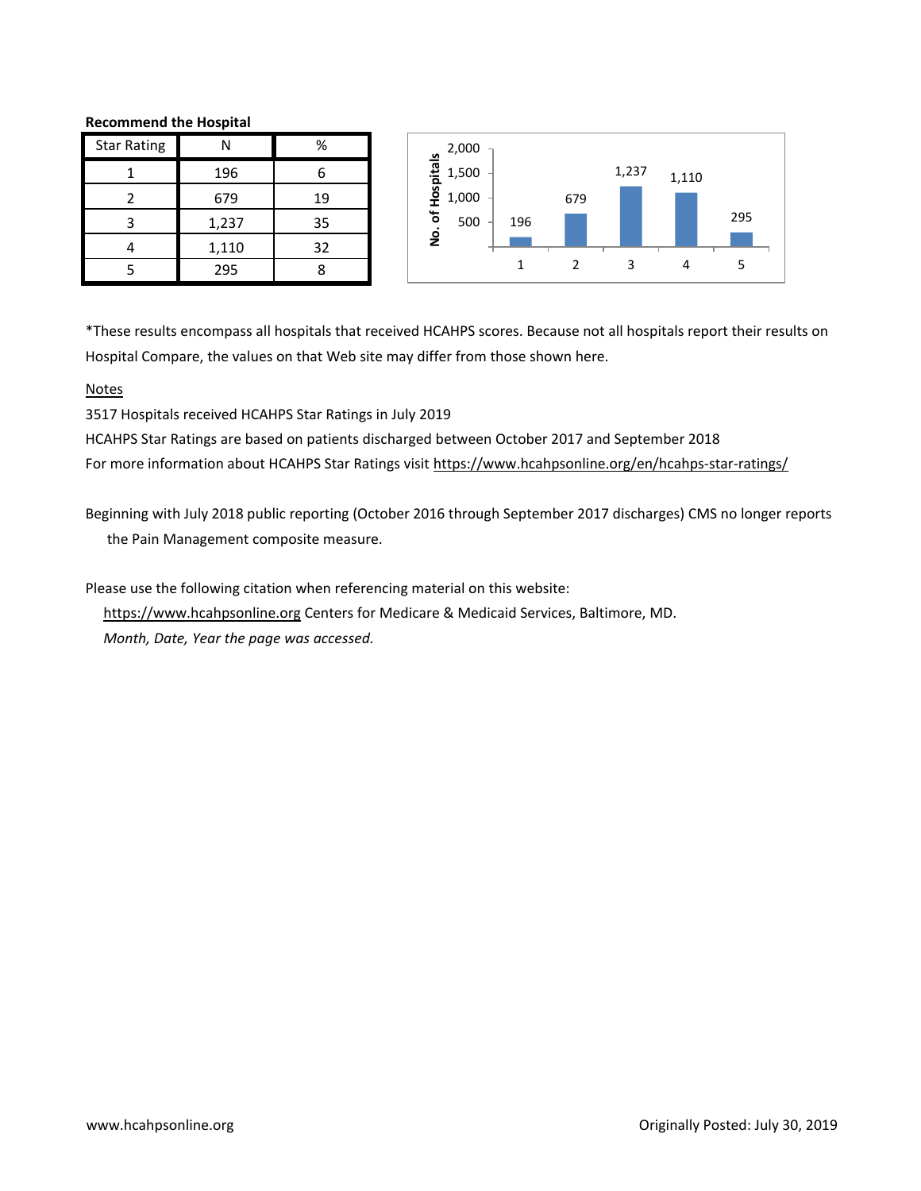**Recommend the Hospital**

| Star Rating | N | % |
|---|---|---|
| 1 | 196 | 6 |
| 2 | 679 | 19 |
| 3 | 1,237 | 35 |
| 4 | 1,110 | 32 |
| 5 | 295 | 8 |

No. of Hospitals
2,000
1,500
1,000
500
196
679
1,237
1,110
295
1
2
3
4
5

*These results encompass all hospitals that received HCAHPS scores. Because not all hospitals report their results on Hospital Compare, the values on that Web site may differ from those shown here.

Notes

3517 Hospitals received HCAHPS Star Ratings in July 2019

HCAHPS Star Ratings are based on patients discharged between October 2017 and September 2018

For more information about HCAHPS Star Ratings visit https://www.hcahpsonline.org/en/hcahps-star-ratings/

Beginning with July 2018 public reporting (October 2016 through September 2017 discharges) CMS no longer reports the Pain Management composite measure.

Please use the following citation when referencing material on this website:

https://www.hcahpsonline.org Centers for Medicare & Medicaid Services, Baltimore, MD.
*Month, Date, Year the page was accessed.*